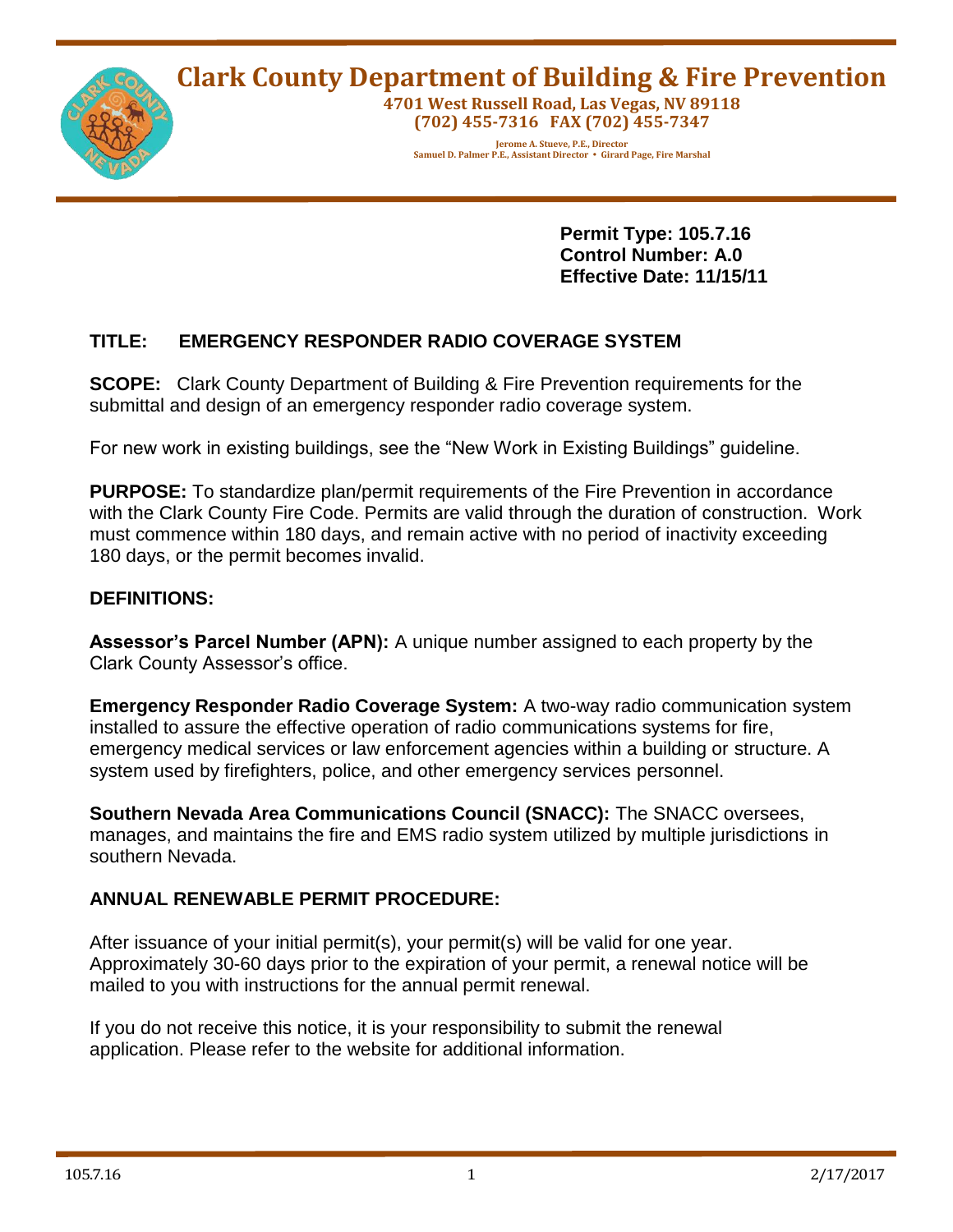# Clark County Department of Building & Fire Prevention

**4701 West Russell Road, Las Vegas, NV 89118**
**(702) 455-7316 FAX (702) 455-7347**

**Jerome A. Stueve, P.E., Director**
**Samuel D. Palmer P.E., Assistant Director • Girard Page, Fire Marshal**

**Permit Type: 105.7.16**
**Control Number: A.0**
**Effective Date: 11/15/11**

## TITLE: EMERGENCY RESPONDER RADIO COVERAGE SYSTEM

**SCOPE:** Clark County Department of Building & Fire Prevention requirements for the submittal and design of an emergency responder radio coverage system.

For new work in existing buildings, see the "New Work in Existing Buildings" guideline.

**PURPOSE:** To standardize plan/permit requirements of the Fire Prevention in accordance with the Clark County Fire Code. Permits are valid through the duration of construction. Work must commence within 180 days, and remain active with no period of inactivity exceeding 180 days, or the permit becomes invalid.

### DEFINITIONS:

**Assessor's Parcel Number (APN):** A unique number assigned to each property by the Clark County Assessor's office.

**Emergency Responder Radio Coverage System:** A two-way radio communication system installed to assure the effective operation of radio communications systems for fire, emergency medical services or law enforcement agencies within a building or structure. A system used by firefighters, police, and other emergency services personnel.

**Southern Nevada Area Communications Council (SNACC):** The SNACC oversees, manages, and maintains the fire and EMS radio system utilized by multiple jurisdictions in southern Nevada.

### ANNUAL RENEWABLE PERMIT PROCEDURE:

After issuance of your initial permit(s), your permit(s) will be valid for one year. Approximately 30-60 days prior to the expiration of your permit, a renewal notice will be mailed to you with instructions for the annual permit renewal.

If you do not receive this notice, it is your responsibility to submit the renewal application. Please refer to the website for additional information.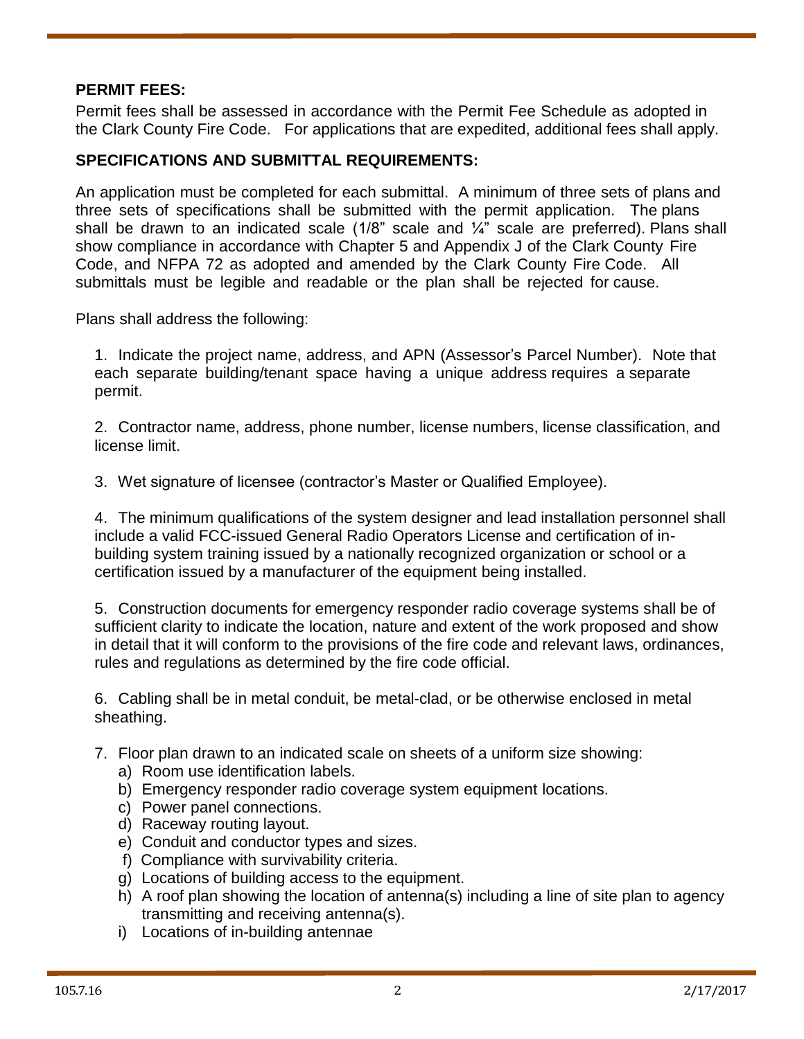**PERMIT FEES:**

Permit fees shall be assessed in accordance with the Permit Fee Schedule as adopted in the Clark County Fire Code. For applications that are expedited, additional fees shall apply.

**SPECIFICATIONS AND SUBMITTAL REQUIREMENTS:**

An application must be completed for each submittal. A minimum of three sets of plans and three sets of specifications shall be submitted with the permit application. The plans shall be drawn to an indicated scale (1/8" scale and ¼" scale are preferred). Plans shall show compliance in accordance with Chapter 5 and Appendix J of the Clark County Fire Code, and NFPA 72 as adopted and amended by the Clark County Fire Code. All submittals must be legible and readable or the plan shall be rejected for cause.

Plans shall address the following:

1. Indicate the project name, address, and APN (Assessor's Parcel Number). Note that each separate building/tenant space having a unique address requires a separate permit.

2. Contractor name, address, phone number, license numbers, license classification, and license limit.

3. Wet signature of licensee (contractor's Master or Qualified Employee).

4. The minimum qualifications of the system designer and lead installation personnel shall include a valid FCC-issued General Radio Operators License and certification of in-building system training issued by a nationally recognized organization or school or a certification issued by a manufacturer of the equipment being installed.

5. Construction documents for emergency responder radio coverage systems shall be of sufficient clarity to indicate the location, nature and extent of the work proposed and show in detail that it will conform to the provisions of the fire code and relevant laws, ordinances, rules and regulations as determined by the fire code official.

6. Cabling shall be in metal conduit, be metal-clad, or be otherwise enclosed in metal sheathing.

7. Floor plan drawn to an indicated scale on sheets of a uniform size showing:
   a) Room use identification labels.
   b) Emergency responder radio coverage system equipment locations.
   c) Power panel connections.
   d) Raceway routing layout.
   e) Conduit and conductor types and sizes.
   f) Compliance with survivability criteria.
   g) Locations of building access to the equipment.
   h) A roof plan showing the location of antenna(s) including a line of site plan to agency transmitting and receiving antenna(s).
   i) Locations of in-building antennae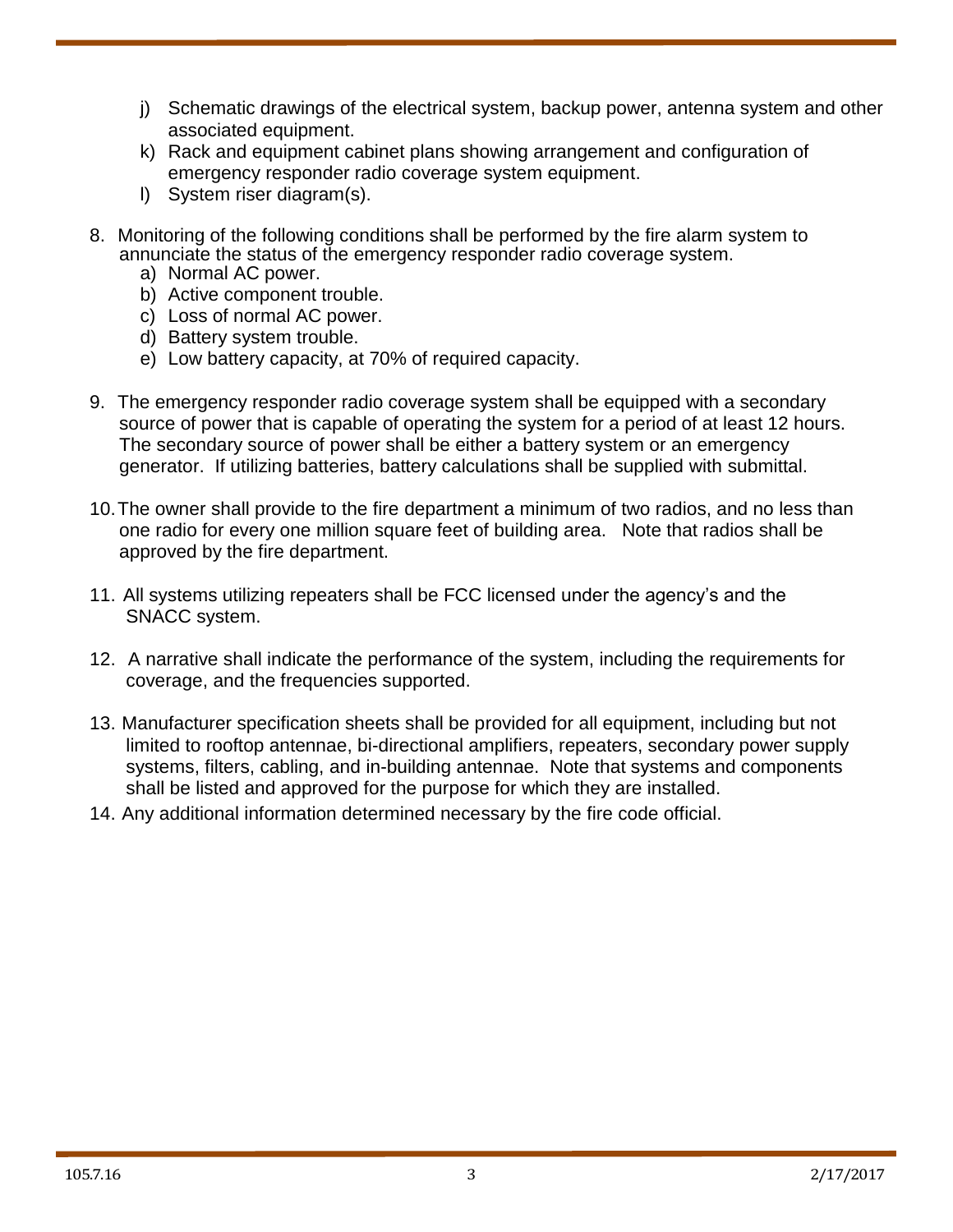j) Schematic drawings of the electrical system, backup power, antenna system and other associated equipment.
k) Rack and equipment cabinet plans showing arrangement and configuration of emergency responder radio coverage system equipment.
l) System riser diagram(s).

8. Monitoring of the following conditions shall be performed by the fire alarm system to annunciate the status of the emergency responder radio coverage system.
   a) Normal AC power.
   b) Active component trouble.
   c) Loss of normal AC power.
   d) Battery system trouble.
   e) Low battery capacity, at 70% of required capacity.

9. The emergency responder radio coverage system shall be equipped with a secondary source of power that is capable of operating the system for a period of at least 12 hours. The secondary source of power shall be either a battery system or an emergency generator. If utilizing batteries, battery calculations shall be supplied with submittal.

10. The owner shall provide to the fire department a minimum of two radios, and no less than one radio for every one million square feet of building area. Note that radios shall be approved by the fire department.

11. All systems utilizing repeaters shall be FCC licensed under the agency's and the SNACC system.

12. A narrative shall indicate the performance of the system, including the requirements for coverage, and the frequencies supported.

13. Manufacturer specification sheets shall be provided for all equipment, including but not limited to rooftop antennae, bi-directional amplifiers, repeaters, secondary power supply systems, filters, cabling, and in-building antennae. Note that systems and components shall be listed and approved for the purpose for which they are installed.

14. Any additional information determined necessary by the fire code official.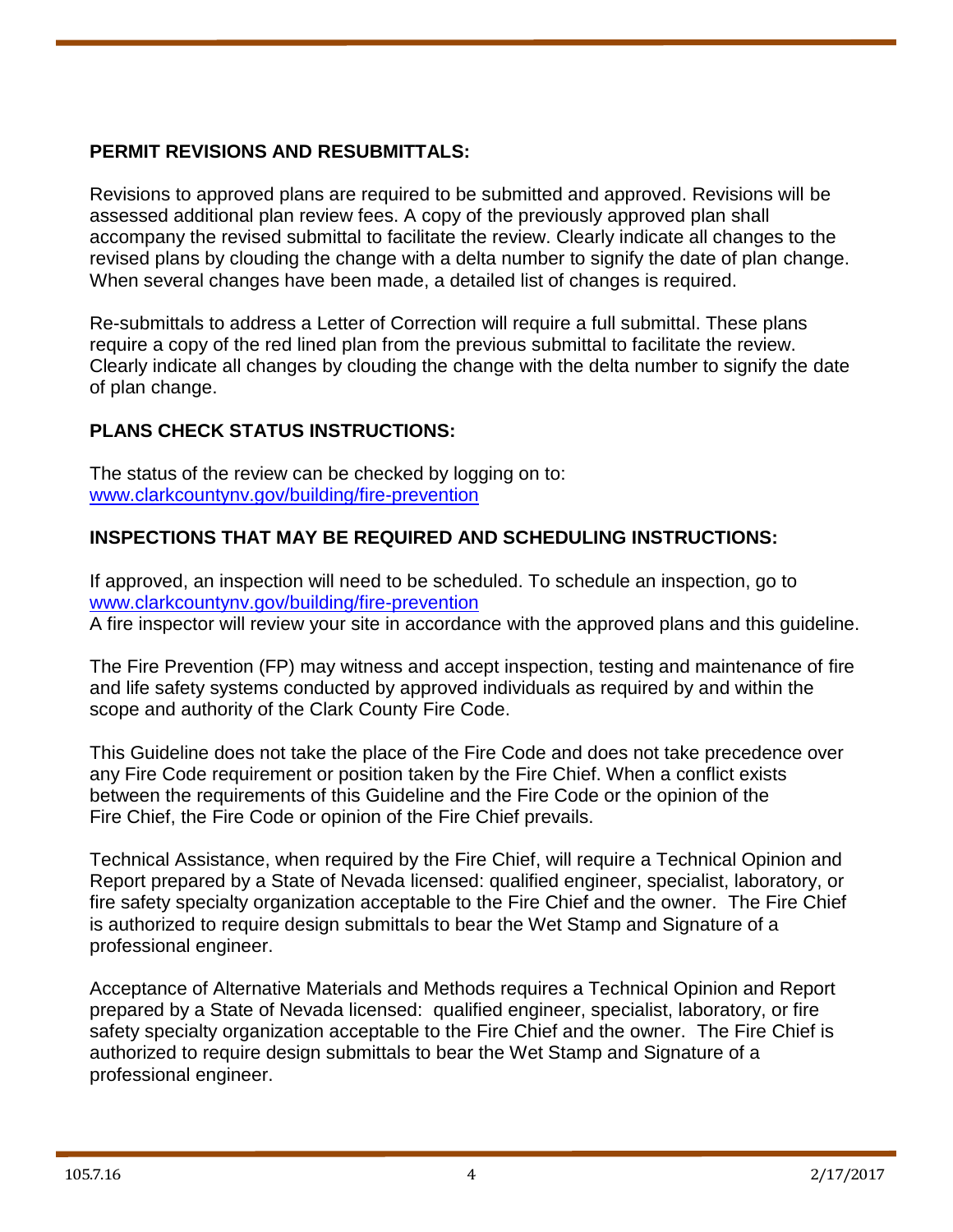## PERMIT REVISIONS AND RESUBMITTALS:

Revisions to approved plans are required to be submitted and approved. Revisions will be assessed additional plan review fees. A copy of the previously approved plan shall accompany the revised submittal to facilitate the review. Clearly indicate all changes to the revised plans by clouding the change with a delta number to signify the date of plan change. When several changes have been made, a detailed list of changes is required.

Re-submittals to address a Letter of Correction will require a full submittal. These plans require a copy of the red lined plan from the previous submittal to facilitate the review. Clearly indicate all changes by clouding the change with the delta number to signify the date of plan change.

## PLANS CHECK STATUS INSTRUCTIONS:

The status of the review can be checked by logging on to:
[www.clarkcountynv.gov/building/fire-prevention](http://www.clarkcountynv.gov/building/fire-prevention)

## INSPECTIONS THAT MAY BE REQUIRED AND SCHEDULING INSTRUCTIONS:

If approved, an inspection will need to be scheduled. To schedule an inspection, go to [www.clarkcountynv.gov/building/fire-prevention](http://www.clarkcountynv.gov/building/fire-prevention)
A fire inspector will review your site in accordance with the approved plans and this guideline.

The Fire Prevention (FP) may witness and accept inspection, testing and maintenance of fire and life safety systems conducted by approved individuals as required by and within the scope and authority of the Clark County Fire Code.

This Guideline does not take the place of the Fire Code and does not take precedence over any Fire Code requirement or position taken by the Fire Chief. When a conflict exists between the requirements of this Guideline and the Fire Code or the opinion of the Fire Chief, the Fire Code or opinion of the Fire Chief prevails.

Technical Assistance, when required by the Fire Chief, will require a Technical Opinion and Report prepared by a State of Nevada licensed: qualified engineer, specialist, laboratory, or fire safety specialty organization acceptable to the Fire Chief and the owner. The Fire Chief is authorized to require design submittals to bear the Wet Stamp and Signature of a professional engineer.

Acceptance of Alternative Materials and Methods requires a Technical Opinion and Report prepared by a State of Nevada licensed: qualified engineer, specialist, laboratory, or fire safety specialty organization acceptable to the Fire Chief and the owner. The Fire Chief is authorized to require design submittals to bear the Wet Stamp and Signature of a professional engineer.